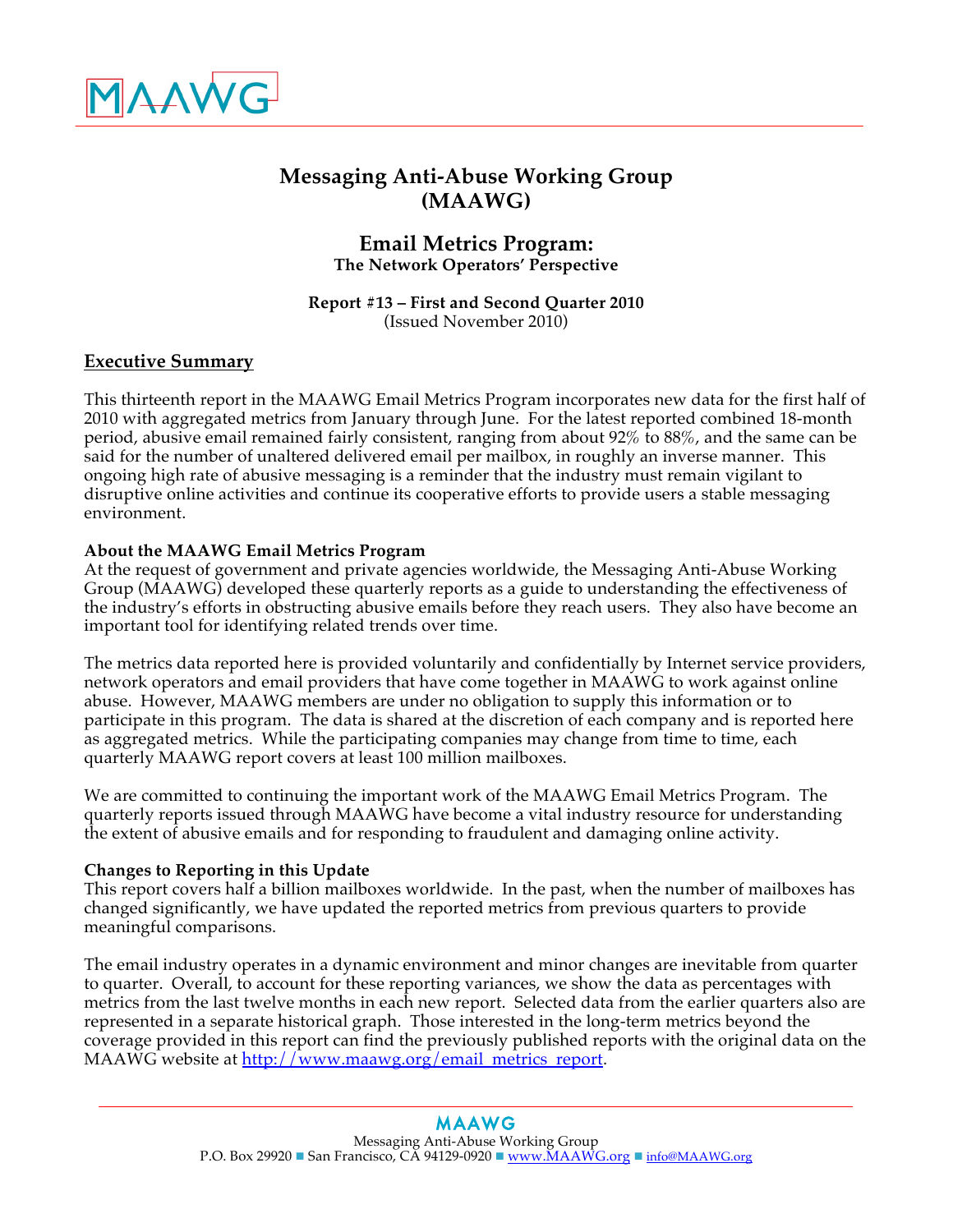MAAWG

# Messaging Anti-Abuse Working Group (MAAWG)

## Email Metrics Program:

**The Network Operators' Perspective**

**Report #13 – First and Second Quarter 2010**
(Issued November 2010)

## Executive Summary

This thirteenth report in the MAAWG Email Metrics Program incorporates new data for the first half of 2010 with aggregated metrics from January through June. For the latest reported combined 18-month period, abusive email remained fairly consistent, ranging from about 92% to 88%, and the same can be said for the number of unaltered delivered email per mailbox, in roughly an inverse manner. This ongoing high rate of abusive messaging is a reminder that the industry must remain vigilant to disruptive online activities and continue its cooperative efforts to provide users a stable messaging environment.

### About the MAAWG Email Metrics Program

At the request of government and private agencies worldwide, the Messaging Anti-Abuse Working Group (MAAWG) developed these quarterly reports as a guide to understanding the effectiveness of the industry's efforts in obstructing abusive emails before they reach users. They also have become an important tool for identifying related trends over time.

The metrics data reported here is provided voluntarily and confidentially by Internet service providers, network operators and email providers that have come together in MAAWG to work against online abuse. However, MAAWG members are under no obligation to supply this information or to participate in this program. The data is shared at the discretion of each company and is reported here as aggregated metrics. While the participating companies may change from time to time, each quarterly MAAWG report covers at least 100 million mailboxes.

We are committed to continuing the important work of the MAAWG Email Metrics Program. The quarterly reports issued through MAAWG have become a vital industry resource for understanding the extent of abusive emails and for responding to fraudulent and damaging online activity.

### Changes to Reporting in this Update

This report covers half a billion mailboxes worldwide. In the past, when the number of mailboxes has changed significantly, we have updated the reported metrics from previous quarters to provide meaningful comparisons.

The email industry operates in a dynamic environment and minor changes are inevitable from quarter to quarter. Overall, to account for these reporting variances, we show the data as percentages with metrics from the last twelve months in each new report. Selected data from the earlier quarters also are represented in a separate historical graph. Those interested in the long-term metrics beyond the coverage provided in this report can find the previously published reports with the original data on the MAAWG website at http://www.maawg.org/email_metrics_report.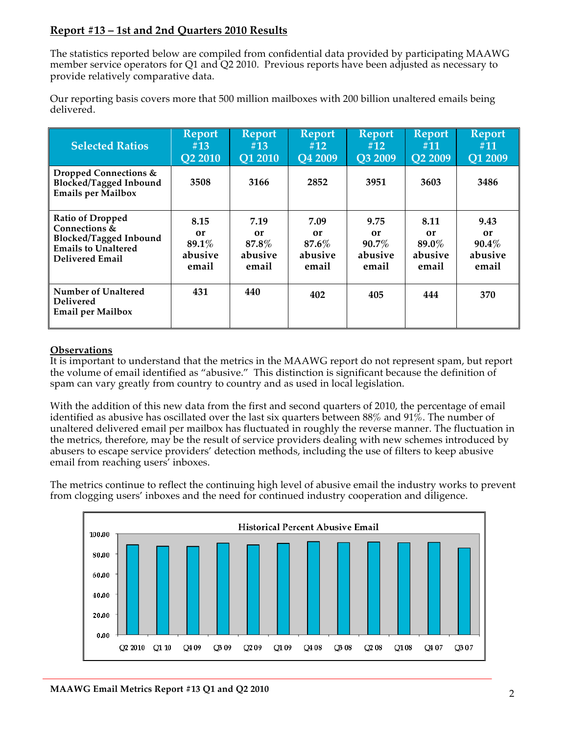## Report #13 – 1st and 2nd Quarters 2010 Results

The statistics reported below are compiled from confidential data provided by participating MAAWG member service operators for Q1 and Q2 2010. Previous reports have been adjusted as necessary to provide relatively comparative data.

Our reporting basis covers more that 500 million mailboxes with 200 billion unaltered emails being delivered.

| Selected Ratios | Report #13 Q2 2010 | Report #13 Q1 2010 | Report #12 Q4 2009 | Report #12 Q3 2009 | Report #11 Q2 2009 | Report #11 Q1 2009 |
|---|---|---|---|---|---|---|
| **Dropped Connections & Blocked/Tagged Inbound Emails per Mailbox** | **3508** | **3166** | **2852** | **3951** | **3603** | **3486** |
| **Ratio of Dropped Connections & Blocked/Tagged Inbound Emails to Unaltered Delivered Email** | **8.15 or 89.1% abusive email** | **7.19 or 87.8% abusive email** | **7.09 or 87.6% abusive email** | **9.75 or 90.7% abusive email** | **8.11 or 89.0% abusive email** | **9.43 or 90.4% abusive email** |
| **Number of Unaltered Delivered Email per Mailbox** | **431** | **440** | **402** | **405** | **444** | **370** |

### Observations

It is important to understand that the metrics in the MAAWG report do not represent spam, but report the volume of email identified as "abusive." This distinction is significant because the definition of spam can vary greatly from country to country and as used in local legislation.

With the addition of this new data from the first and second quarters of 2010, the percentage of email identified as abusive has oscillated over the last six quarters between 88% and 91%. The number of unaltered delivered email per mailbox has fluctuated in roughly the reverse manner. The fluctuation in the metrics, therefore, may be the result of service providers dealing with new schemes introduced by abusers to escape service providers' detection methods, including the use of filters to keep abusive email from reaching users' inboxes.

The metrics continue to reflect the continuing high level of abusive email the industry works to prevent from clogging users' inboxes and the need for continued industry cooperation and diligence.

**Historical Percent Abusive Email**

(Bar chart; y-axis 0.00–100.00; x-axis: Q2 2010, Q1 10, Q4 09, Q3 09, Q2 09, Q1 09, Q4 08, Q3 08, Q2 08, Q1 08, Q4 07, Q3 07)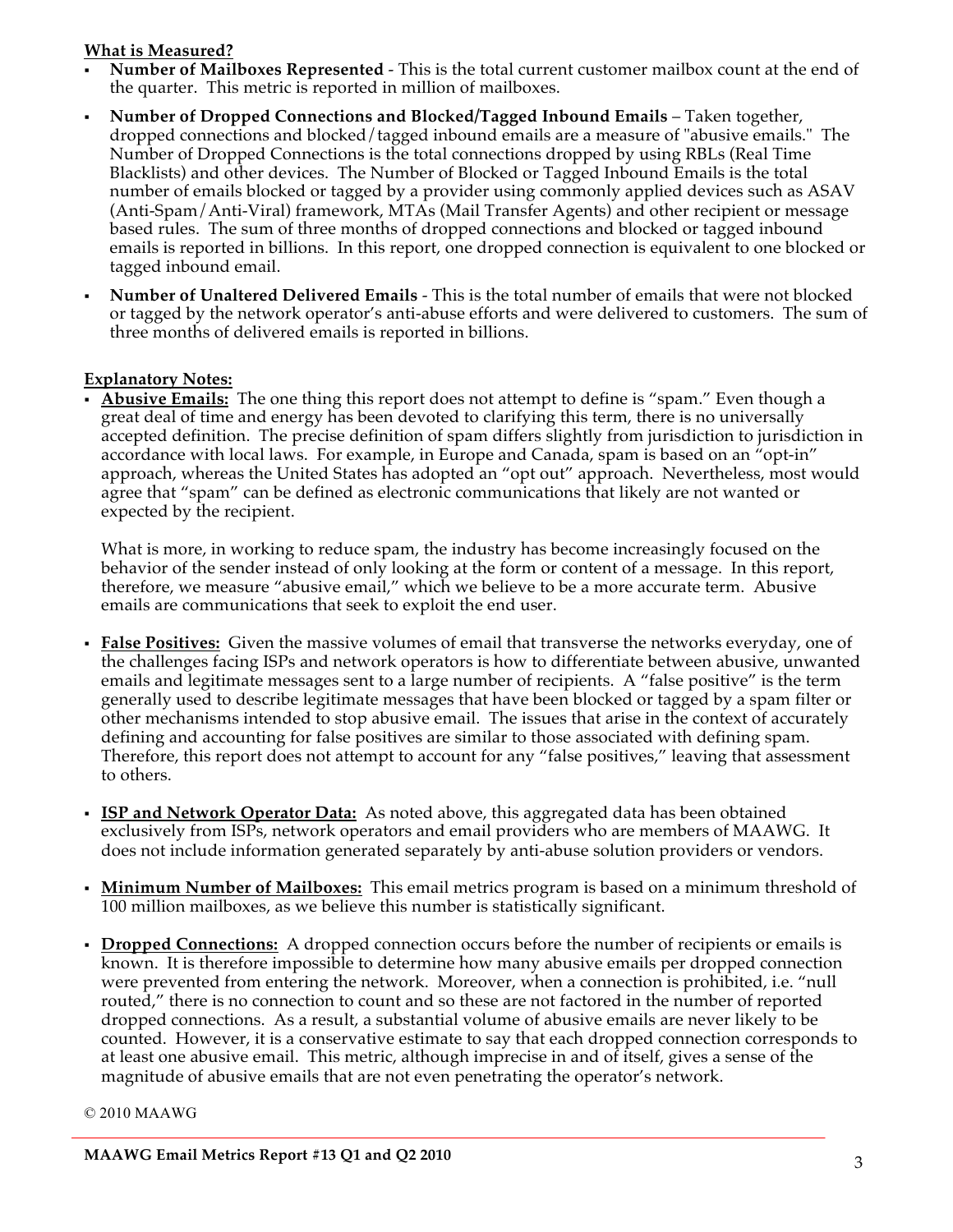**What is Measured?**

- **Number of Mailboxes Represented** - This is the total current customer mailbox count at the end of the quarter. This metric is reported in million of mailboxes.
- **Number of Dropped Connections and Blocked/Tagged Inbound Emails** – Taken together, dropped connections and blocked/tagged inbound emails are a measure of "abusive emails." The Number of Dropped Connections is the total connections dropped by using RBLs (Real Time Blacklists) and other devices. The Number of Blocked or Tagged Inbound Emails is the total number of emails blocked or tagged by a provider using commonly applied devices such as ASAV (Anti-Spam/Anti-Viral) framework, MTAs (Mail Transfer Agents) and other recipient or message based rules. The sum of three months of dropped connections and blocked or tagged inbound emails is reported in billions. In this report, one dropped connection is equivalent to one blocked or tagged inbound email.
- **Number of Unaltered Delivered Emails** - This is the total number of emails that were not blocked or tagged by the network operator's anti-abuse efforts and were delivered to customers. The sum of three months of delivered emails is reported in billions.

**Explanatory Notes:**

- **Abusive Emails:** The one thing this report does not attempt to define is "spam." Even though a great deal of time and energy has been devoted to clarifying this term, there is no universally accepted definition. The precise definition of spam differs slightly from jurisdiction to jurisdiction in accordance with local laws. For example, in Europe and Canada, spam is based on an "opt-in" approach, whereas the United States has adopted an "opt out" approach. Nevertheless, most would agree that "spam" can be defined as electronic communications that likely are not wanted or expected by the recipient.

  What is more, in working to reduce spam, the industry has become increasingly focused on the behavior of the sender instead of only looking at the form or content of a message. In this report, therefore, we measure "abusive email," which we believe to be a more accurate term. Abusive emails are communications that seek to exploit the end user.

- **False Positives:** Given the massive volumes of email that transverse the networks everyday, one of the challenges facing ISPs and network operators is how to differentiate between abusive, unwanted emails and legitimate messages sent to a large number of recipients. A "false positive" is the term generally used to describe legitimate messages that have been blocked or tagged by a spam filter or other mechanisms intended to stop abusive email. The issues that arise in the context of accurately defining and accounting for false positives are similar to those associated with defining spam. Therefore, this report does not attempt to account for any "false positives," leaving that assessment to others.
- **ISP and Network Operator Data:** As noted above, this aggregated data has been obtained exclusively from ISPs, network operators and email providers who are members of MAAWG. It does not include information generated separately by anti-abuse solution providers or vendors.
- **Minimum Number of Mailboxes:** This email metrics program is based on a minimum threshold of 100 million mailboxes, as we believe this number is statistically significant.
- **Dropped Connections:** A dropped connection occurs before the number of recipients or emails is known. It is therefore impossible to determine how many abusive emails per dropped connection were prevented from entering the network. Moreover, when a connection is prohibited, i.e. "null routed," there is no connection to count and so these are not factored in the number of reported dropped connections. As a result, a substantial volume of abusive emails are never likely to be counted. However, it is a conservative estimate to say that each dropped connection corresponds to at least one abusive email. This metric, although imprecise in and of itself, gives a sense of the magnitude of abusive emails that are not even penetrating the operator's network.

© 2010 MAAWG